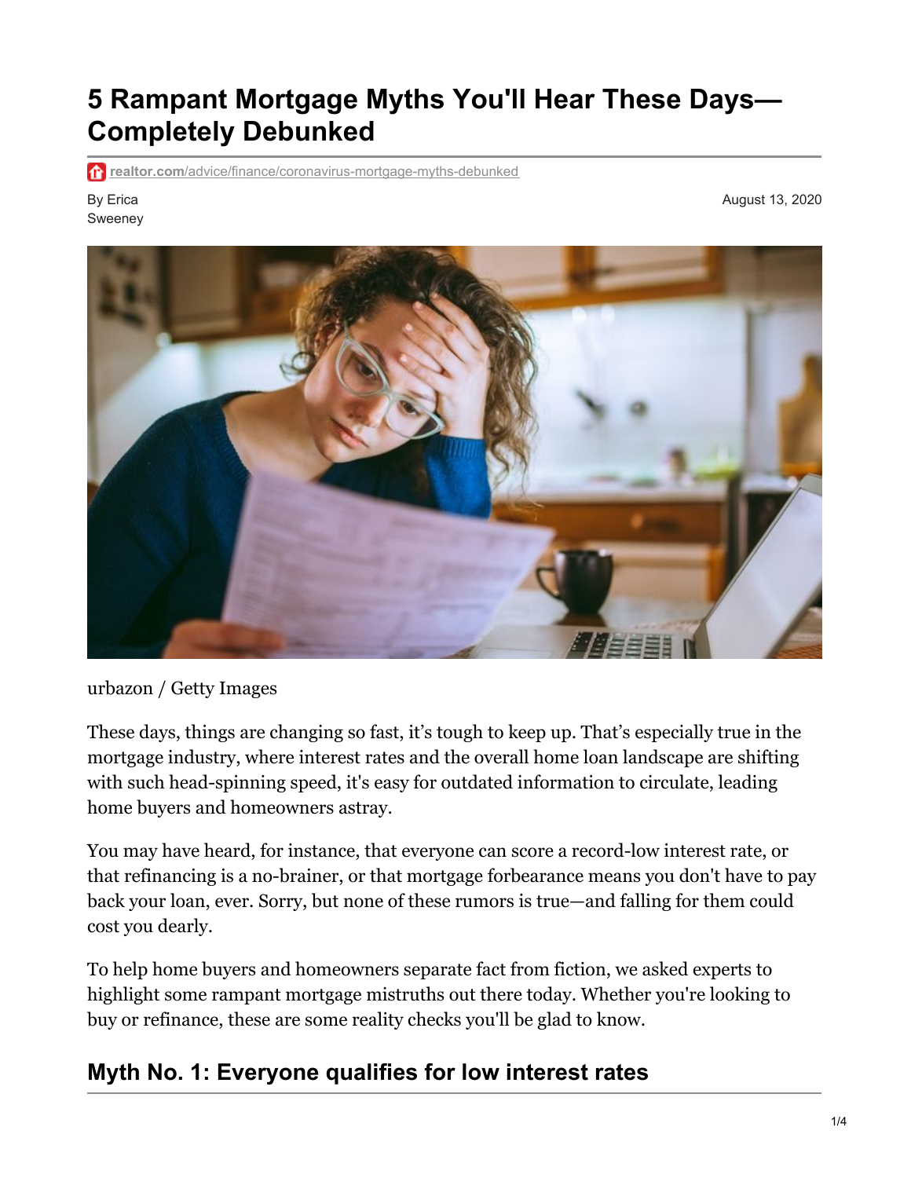# 5 Rampant Mortgage Myths You'll Hear These Days—Completely Debunked

realtor.com/advice/finance/coronavirus-mortgage-myths-debunked

By Erica Sweeney

August 13, 2020

urbazon / Getty Images

These days, things are changing so fast, it's tough to keep up. That's especially true in the mortgage industry, where interest rates and the overall home loan landscape are shifting with such head-spinning speed, it's easy for outdated information to circulate, leading home buyers and homeowners astray.

You may have heard, for instance, that everyone can score a record-low interest rate, or that refinancing is a no-brainer, or that mortgage forbearance means you don't have to pay back your loan, ever. Sorry, but none of these rumors is true—and falling for them could cost you dearly.

To help home buyers and homeowners separate fact from fiction, we asked experts to highlight some rampant mortgage mistruths out there today. Whether you're looking to buy or refinance, these are some reality checks you'll be glad to know.

## Myth No. 1: Everyone qualifies for low interest rates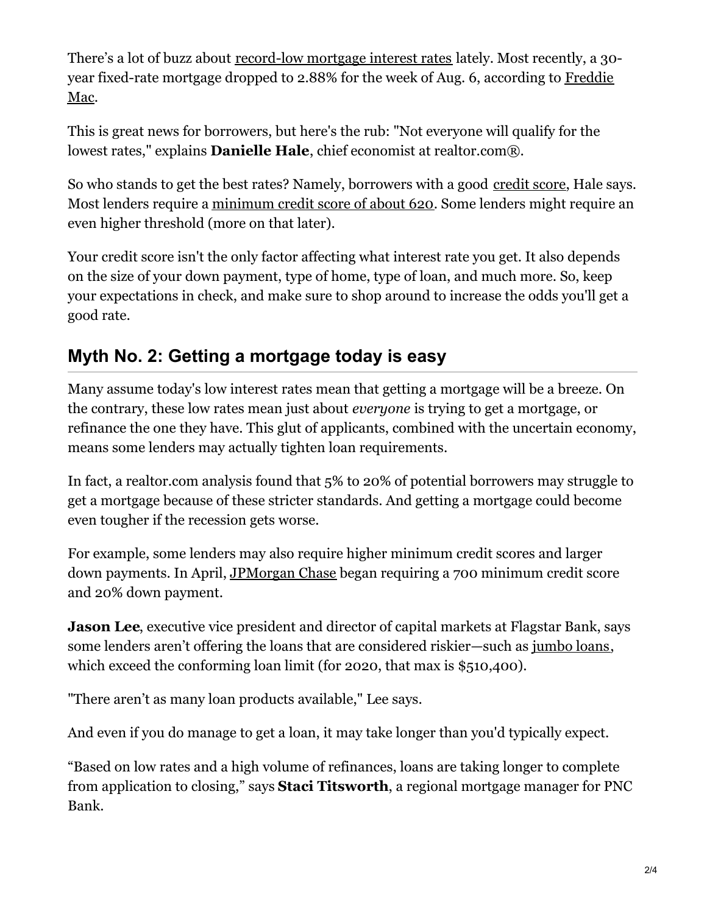There's a lot of buzz about record-low mortgage interest rates lately. Most recently, a 30-year fixed-rate mortgage dropped to 2.88% for the week of Aug. 6, according to Freddie Mac.

This is great news for borrowers, but here's the rub: "Not everyone will qualify for the lowest rates," explains **Danielle Hale**, chief economist at realtor.com®.

So who stands to get the best rates? Namely, borrowers with a good credit score, Hale says. Most lenders require a minimum credit score of about 620. Some lenders might require an even higher threshold (more on that later).

Your credit score isn't the only factor affecting what interest rate you get. It also depends on the size of your down payment, type of home, type of loan, and much more. So, keep your expectations in check, and make sure to shop around to increase the odds you'll get a good rate.

## Myth No. 2: Getting a mortgage today is easy

Many assume today's low interest rates mean that getting a mortgage will be a breeze. On the contrary, these low rates mean just about *everyone* is trying to get a mortgage, or refinance the one they have. This glut of applicants, combined with the uncertain economy, means some lenders may actually tighten loan requirements.

In fact, a realtor.com analysis found that 5% to 20% of potential borrowers may struggle to get a mortgage because of these stricter standards. And getting a mortgage could become even tougher if the recession gets worse.

For example, some lenders may also require higher minimum credit scores and larger down payments. In April, JPMorgan Chase began requiring a 700 minimum credit score and 20% down payment.

**Jason Lee**, executive vice president and director of capital markets at Flagstar Bank, says some lenders aren't offering the loans that are considered riskier—such as jumbo loans, which exceed the conforming loan limit (for 2020, that max is $510,400).

"There aren't as many loan products available," Lee says.

And even if you do manage to get a loan, it may take longer than you'd typically expect.

"Based on low rates and a high volume of refinances, loans are taking longer to complete from application to closing," says **Staci Titsworth**, a regional mortgage manager for PNC Bank.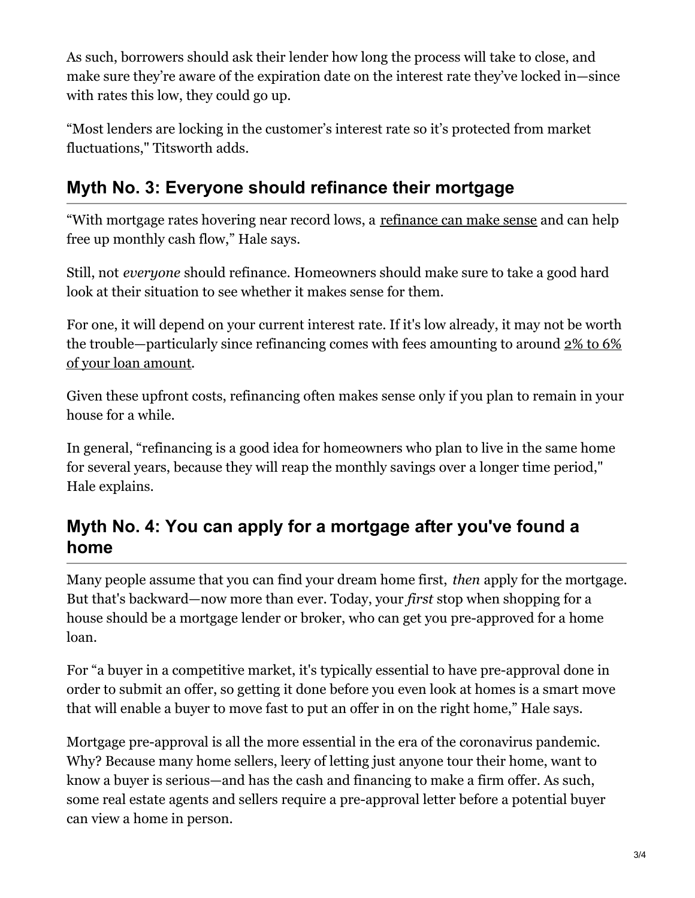As such, borrowers should ask their lender how long the process will take to close, and make sure they're aware of the expiration date on the interest rate they've locked in—since with rates this low, they could go up.

"Most lenders are locking in the customer's interest rate so it's protected from market fluctuations," Titsworth adds.

## Myth No. 3: Everyone should refinance their mortgage

"With mortgage rates hovering near record lows, a refinance can make sense and can help free up monthly cash flow," Hale says.

Still, not *everyone* should refinance. Homeowners should make sure to take a good hard look at their situation to see whether it makes sense for them.

For one, it will depend on your current interest rate. If it's low already, it may not be worth the trouble—particularly since refinancing comes with fees amounting to around 2% to 6% of your loan amount.

Given these upfront costs, refinancing often makes sense only if you plan to remain in your house for a while.

In general, "refinancing is a good idea for homeowners who plan to live in the same home for several years, because they will reap the monthly savings over a longer time period," Hale explains.

## Myth No. 4: You can apply for a mortgage after you've found a home

Many people assume that you can find your dream home first, *then* apply for the mortgage. But that's backward—now more than ever. Today, your *first* stop when shopping for a house should be a mortgage lender or broker, who can get you pre-approved for a home loan.

For "a buyer in a competitive market, it's typically essential to have pre-approval done in order to submit an offer, so getting it done before you even look at homes is a smart move that will enable a buyer to move fast to put an offer in on the right home," Hale says.

Mortgage pre-approval is all the more essential in the era of the coronavirus pandemic. Why? Because many home sellers, leery of letting just anyone tour their home, want to know a buyer is serious—and has the cash and financing to make a firm offer. As such, some real estate agents and sellers require a pre-approval letter before a potential buyer can view a home in person.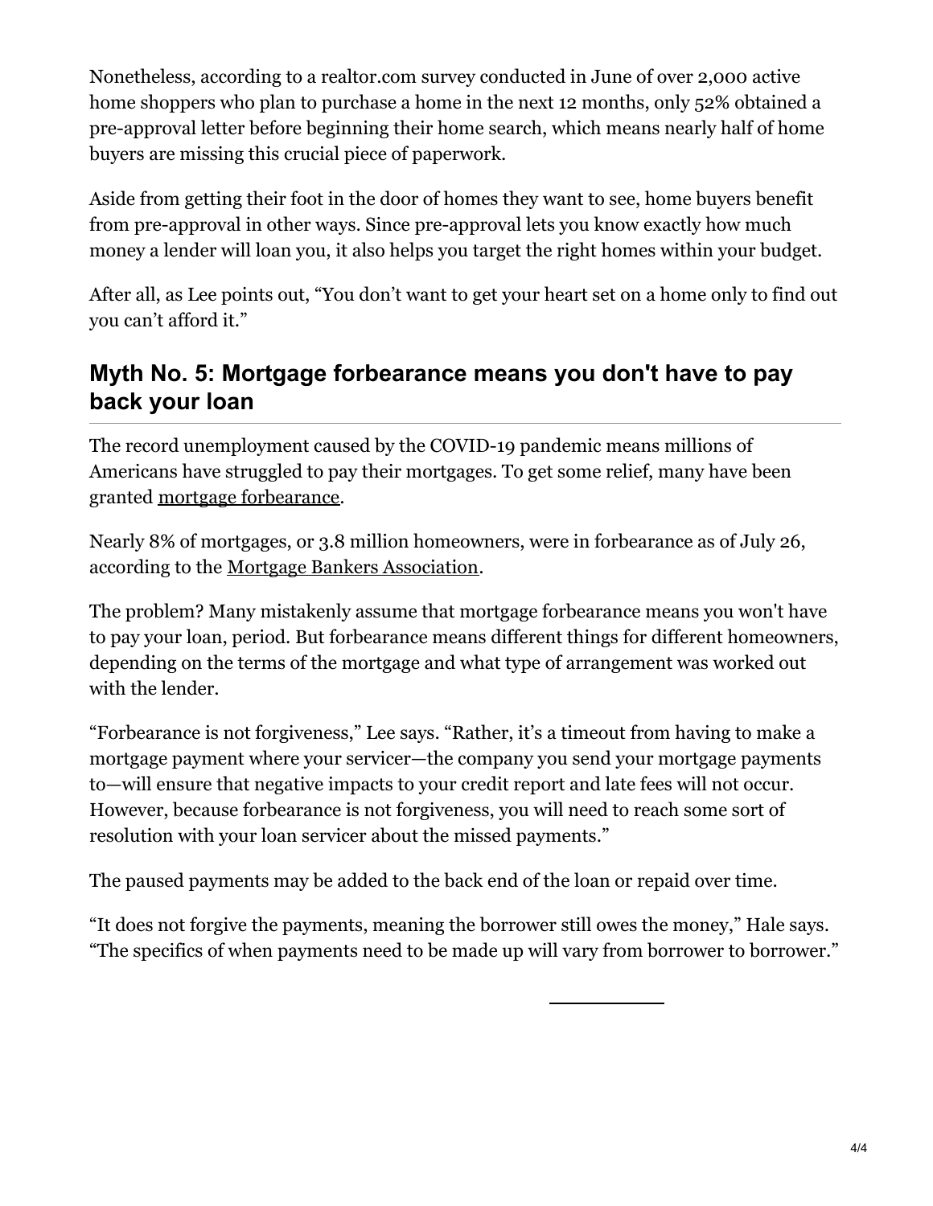Nonetheless, according to a realtor.com survey conducted in June of over 2,000 active home shoppers who plan to purchase a home in the next 12 months, only 52% obtained a pre-approval letter before beginning their home search, which means nearly half of home buyers are missing this crucial piece of paperwork.

Aside from getting their foot in the door of homes they want to see, home buyers benefit from pre-approval in other ways. Since pre-approval lets you know exactly how much money a lender will loan you, it also helps you target the right homes within your budget.

After all, as Lee points out, "You don't want to get your heart set on a home only to find out you can't afford it."

## Myth No. 5: Mortgage forbearance means you don't have to pay back your loan

The record unemployment caused by the COVID-19 pandemic means millions of Americans have struggled to pay their mortgages. To get some relief, many have been granted mortgage forbearance.

Nearly 8% of mortgages, or 3.8 million homeowners, were in forbearance as of July 26, according to the Mortgage Bankers Association.

The problem? Many mistakenly assume that mortgage forbearance means you won't have to pay your loan, period. But forbearance means different things for different homeowners, depending on the terms of the mortgage and what type of arrangement was worked out with the lender.

"Forbearance is not forgiveness," Lee says. "Rather, it's a timeout from having to make a mortgage payment where your servicer—the company you send your mortgage payments to—will ensure that negative impacts to your credit report and late fees will not occur. However, because forbearance is not forgiveness, you will need to reach some sort of resolution with your loan servicer about the missed payments."

The paused payments may be added to the back end of the loan or repaid over time.

"It does not forgive the payments, meaning the borrower still owes the money," Hale says. "The specifics of when payments need to be made up will vary from borrower to borrower."